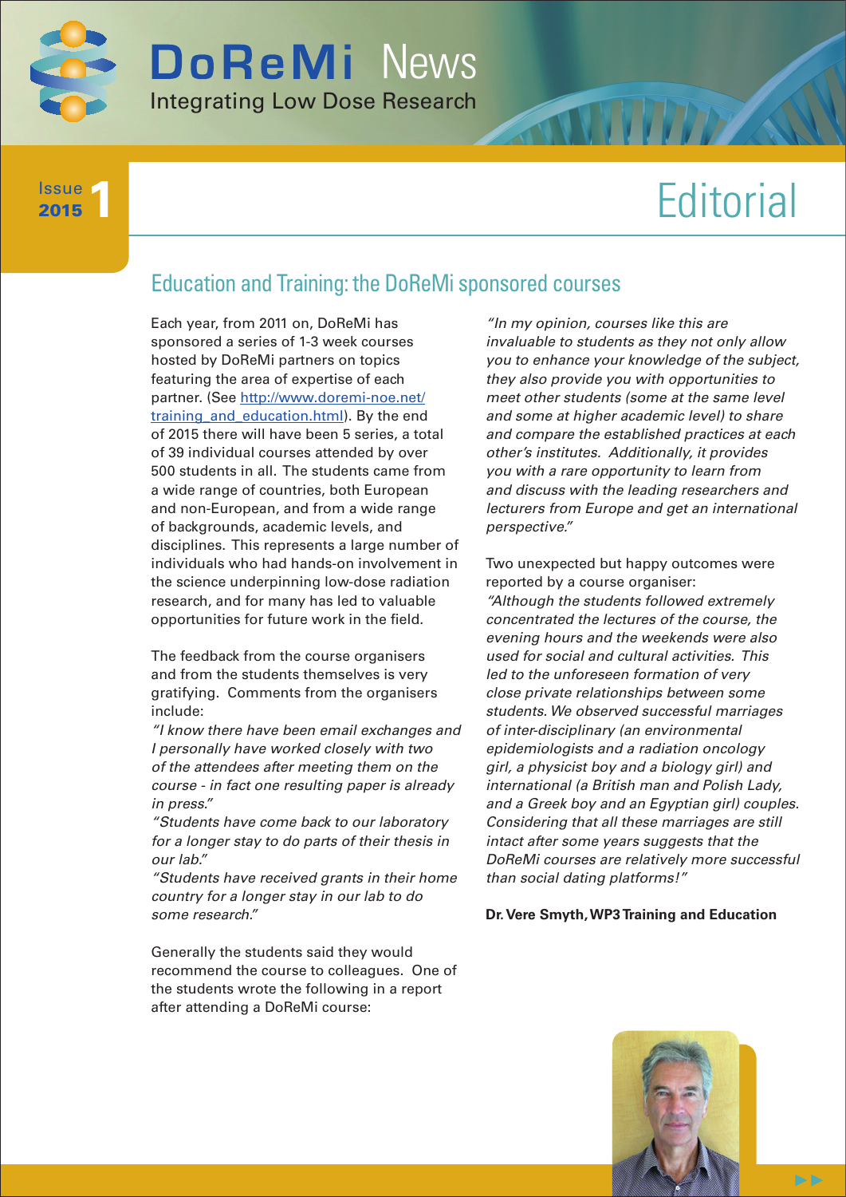# DoReMi News

Integrating Low Dose Research

Issue 1 2015

# Editorial

## Education and Training: the DoReMi sponsored courses

Each year, from 2011 on, DoReMi has sponsored a series of 1-3 week courses hosted by DoReMi partners on topics featuring the area of expertise of each partner. (See [http://www.doremi-noe.net/training_and_education.html](http://www.doremi-noe.net/training_and_education.html)). By the end of 2015 there will have been 5 series, a total of 39 individual courses attended by over 500 students in all. The students came from a wide range of countries, both European and non-European, and from a wide range of backgrounds, academic levels, and disciplines. This represents a large number of individuals who had hands-on involvement in the science underpinning low-dose radiation research, and for many has led to valuable opportunities for future work in the field.

The feedback from the course organisers and from the students themselves is very gratifying. Comments from the organisers include:

*"I know there have been email exchanges and I personally have worked closely with two of the attendees after meeting them on the course - in fact one resulting paper is already in press."*

*"Students have come back to our laboratory for a longer stay to do parts of their thesis in our lab."*

*"Students have received grants in their home country for a longer stay in our lab to do some research."*

Generally the students said they would recommend the course to colleagues. One of the students wrote the following in a report after attending a DoReMi course:

*"In my opinion, courses like this are invaluable to students as they not only allow you to enhance your knowledge of the subject, they also provide you with opportunities to meet other students (some at the same level and some at higher academic level) to share and compare the established practices at each other's institutes. Additionally, it provides you with a rare opportunity to learn from and discuss with the leading researchers and lecturers from Europe and get an international perspective."*

Two unexpected but happy outcomes were reported by a course organiser:

*"Although the students followed extremely concentrated the lectures of the course, the evening hours and the weekends were also used for social and cultural activities. This led to the unforeseen formation of very close private relationships between some students. We observed successful marriages of inter-disciplinary (an environmental epidemiologists and a radiation oncology girl, a physicist boy and a biology girl) and international (a British man and Polish Lady, and a Greek boy and an Egyptian girl) couples. Considering that all these marriages are still intact after some years suggests that the DoReMi courses are relatively more successful than social dating platforms!"*

**Dr. Vere Smyth, WP3 Training and Education**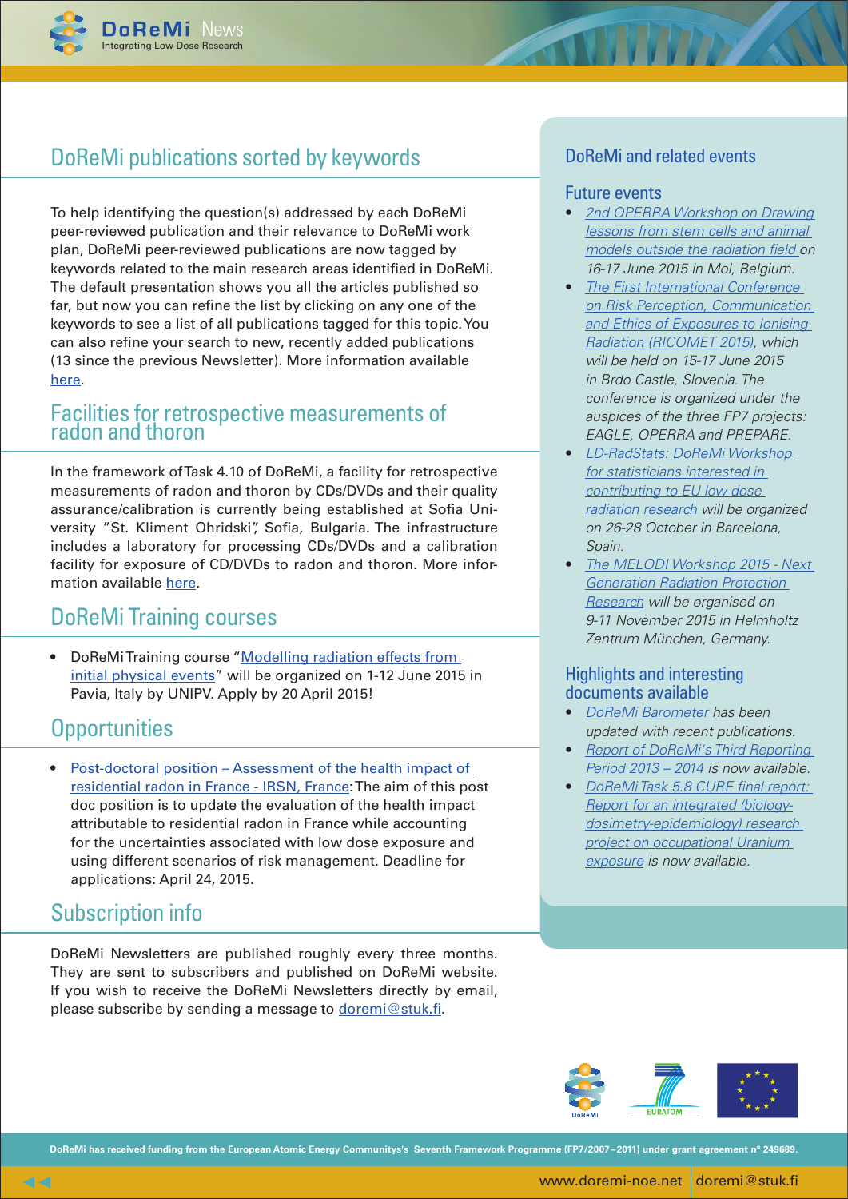## DoReMi publications sorted by keywords

To help identifying the question(s) addressed by each DoReMi peer-reviewed publication and their relevance to DoReMi work plan, DoReMi peer-reviewed publications are now tagged by keywords related to the main research areas identified in DoReMi. The default presentation shows you all the articles published so far, but now you can refine the list by clicking on any one of the keywords to see a list of all publications tagged for this topic. You can also refine your search to new, recently added publications (13 since the previous Newsletter). More information available [here](#).

## Facilities for retrospective measurements of radon and thoron

In the framework of Task 4.10 of DoReMi, a facility for retrospective measurements of radon and thoron by CDs/DVDs and their quality assurance/calibration is currently being established at Sofia University "St. Kliment Ohridski", Sofia, Bulgaria. The infrastructure includes a laboratory for processing CDs/DVDs and a calibration facility for exposure of CD/DVDs to radon and thoron. More information available [here](#).

## DoReMi Training courses

- DoReMi Training course "[Modelling radiation effects from initial physical events](#)" will be organized on 1-12 June 2015 in Pavia, Italy by UNIPV. Apply by 20 April 2015!

## Opportunities

- [Post-doctoral position – Assessment of the health impact of residential radon in France - IRSN, France](#): The aim of this post doc position is to update the evaluation of the health impact attributable to residential radon in France while accounting for the uncertainties associated with low dose exposure and using different scenarios of risk management. Deadline for applications: April 24, 2015.

## Subscription info

DoReMi Newsletters are published roughly every three months. They are sent to subscribers and published on DoReMi website. If you wish to receive the DoReMi Newsletters directly by email, please subscribe by sending a message to [doremi@stuk.fi](mailto:doremi@stuk.fi).

## DoReMi and related events

### Future events

- *[2nd OPERRA Workshop on Drawing lessons from stem cells and animal models outside the radiation field](#) on 16-17 June 2015 in Mol, Belgium.*
- *[The First International Conference on Risk Perception, Communication and Ethics of Exposures to Ionising Radiation (RICOMET 2015)](#), which will be held on 15-17 June 2015 in Brdo Castle, Slovenia. The conference is organized under the auspices of the three FP7 projects: EAGLE, OPERRA and PREPARE.*
- *[LD-RadStats: DoReMi Workshop for statisticians interested in contributing to EU low dose radiation research](#) will be organized on 26-28 October in Barcelona, Spain.*
- *[The MELODI Workshop 2015 - Next Generation Radiation Protection Research](#) will be organised on 9-11 November 2015 in Helmholtz Zentrum München, Germany.*

### Highlights and interesting documents available

- *[DoReMi Barometer](#) has been updated with recent publications.*
- *[Report of DoReMi's Third Reporting Period 2013 – 2014](#) is now available.*
- *[DoReMi Task 5.8 CURE final report: Report for an integrated (biology-dosimetry-epidemiology) research project on occupational Uranium exposure](#) is now available.*

DoReMi has received funding from the European Atomic Energy Communitys's Seventh Framework Programme (FP7/2007–2011) under grant agreement n° 249689.